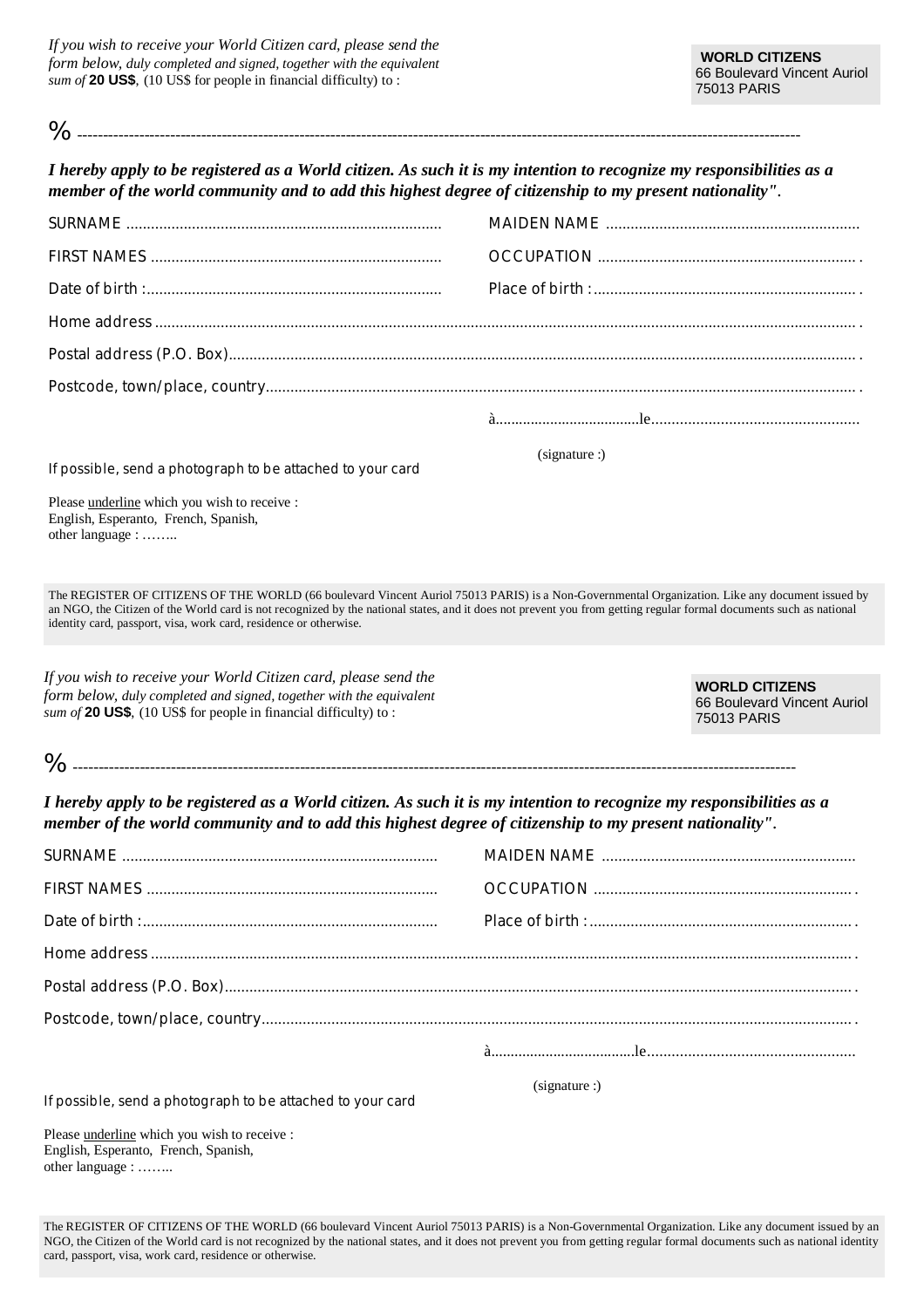*If you wish to receive your World Citizen card, please send the form below, duly completed and signed, together with the equivalent sum of* **20 US$**, (10 US$ for people in financial difficulty) to :

**WORLD CITIZENS**
66 Boulevard Vincent Auriol
75013 PARIS

% ---------------------------------------------------------------------------------------------------------------------------------------

***I hereby apply to be registered as a World citizen. As such it is my intention to recognize my responsibilities as a member of the world community and to add this highest degree of citizenship to my present nationality".***

SURNAME ............................................................................ MAIDEN NAME .............................................................

FIRST NAMES ...................................................................... OCCUPATION ..............................................................

Date of birth :....................................................................... Place of birth :.............................................................

Home address .......................................................................................................................................................................

Postal address (P.O. Box).....................................................................................................................................................

Postcode, town/place, country.............................................................................................................................................

à.....................................le...................................................

(signature :)

If possible, send a photograph to be attached to your card

Please underline which you wish to receive :
English, Esperanto, French, Spanish,
other language : ……..

The REGISTER OF CITIZENS OF THE WORLD (66 boulevard Vincent Auriol 75013 PARIS) is a Non-Governmental Organization. Like any document issued by an NGO, the Citizen of the World card is not recognized by the national states, and it does not prevent you from getting regular formal documents such as national identity card, passport, visa, work card, residence or otherwise.

*If you wish to receive your World Citizen card, please send the form below, duly completed and signed, together with the equivalent sum of* **20 US$**, (10 US$ for people in financial difficulty) to :

**WORLD CITIZENS**
66 Boulevard Vincent Auriol
75013 PARIS

% ---------------------------------------------------------------------------------------------------------------------------------------

***I hereby apply to be registered as a World citizen. As such it is my intention to recognize my responsibilities as a member of the world community and to add this highest degree of citizenship to my present nationality".***

SURNAME ............................................................................ MAIDEN NAME .............................................................

FIRST NAMES ...................................................................... OCCUPATION ..............................................................

Date of birth :....................................................................... Place of birth :.............................................................

Home address .......................................................................................................................................................................

Postal address (P.O. Box).....................................................................................................................................................

Postcode, town/place, country.............................................................................................................................................

à.....................................le...................................................

(signature :)

If possible, send a photograph to be attached to your card

Please underline which you wish to receive :
English, Esperanto, French, Spanish,
other language : ……..

The REGISTER OF CITIZENS OF THE WORLD (66 boulevard Vincent Auriol 75013 PARIS) is a Non-Governmental Organization. Like any document issued by an NGO, the Citizen of the World card is not recognized by the national states, and it does not prevent you from getting regular formal documents such as national identity card, passport, visa, work card, residence or otherwise.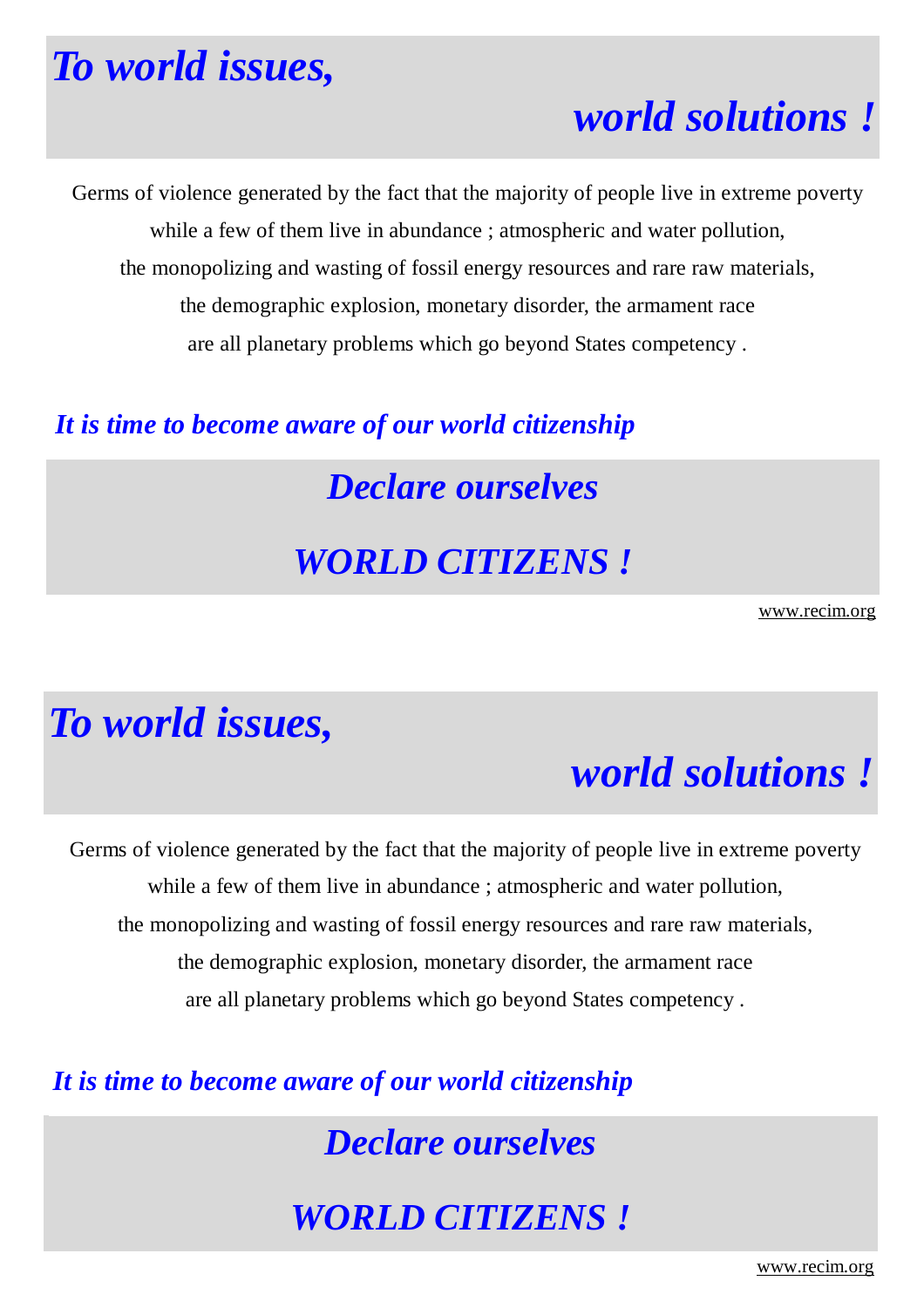# *To world issues,*

# *world solutions !*

Germs of violence generated by the fact that the majority of people live in extreme poverty while a few of them live in abundance ; atmospheric and water pollution, the monopolizing and wasting of fossil energy resources and rare raw materials, the demographic explosion, monetary disorder, the armament race are all planetary problems which go beyond States competency .

***It is time to become aware of our world citizenship***

## *Declare ourselves*

## *WORLD CITIZENS !*

www.recim.org

# *To world issues,*

# *world solutions !*

Germs of violence generated by the fact that the majority of people live in extreme poverty while a few of them live in abundance ; atmospheric and water pollution, the monopolizing and wasting of fossil energy resources and rare raw materials, the demographic explosion, monetary disorder, the armament race are all planetary problems which go beyond States competency .

***It is time to become aware of our world citizenship***

## *Declare ourselves*

## *WORLD CITIZENS !*

www.recim.org